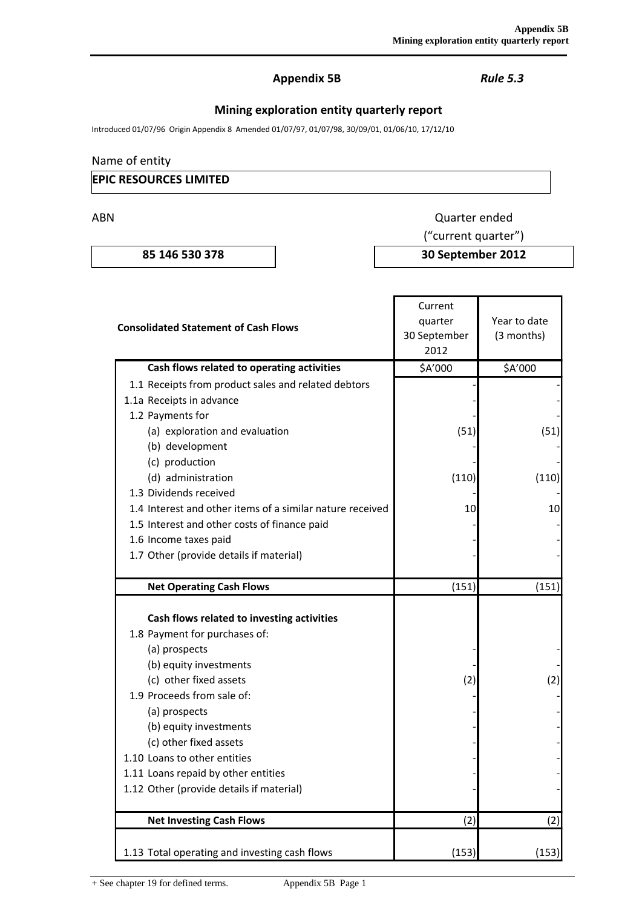# Appendix 5B

*Rule 5.3*

## Mining exploration entity quarterly report

Introduced 01/07/96 Origin Appendix 8 Amended 01/07/97, 01/07/98, 30/09/01, 01/06/10, 17/12/10

Name of entity

**EPIC RESOURCES LIMITED**

| ABN | Quarter ended ("current quarter") |
|---|---|
| **85 146 530 378** | **30 September 2012** |

| Consolidated Statement of Cash Flows | Current quarter 30 September 2012 | Year to date (3 months) |
|---|---|---|
| **Cash flows related to operating activities** | $A'000 | $A'000 |
| 1.1 Receipts from product sales and related debtors | - | - |
| 1.1a Receipts in advance | - | - |
| 1.2 Payments for | - | - |
| (a) exploration and evaluation | (51) | (51) |
| (b) development | - | - |
| (c) production | - | - |
| (d) administration | (110) | (110) |
| 1.3 Dividends received | - | - |
| 1.4 Interest and other items of a similar nature received | 10 | 10 |
| 1.5 Interest and other costs of finance paid | - | - |
| 1.6 Income taxes paid | - | - |
| 1.7 Other (provide details if material) | - | - |
| **Net Operating Cash Flows** | (151) | (151) |
| **Cash flows related to investing activities** | | |
| 1.8 Payment for purchases of: | | |
| (a) prospects | - | - |
| (b) equity investments | - | - |
| (c) other fixed assets | (2) | (2) |
| 1.9 Proceeds from sale of: | | |
| (a) prospects | - | - |
| (b) equity investments | - | - |
| (c) other fixed assets | - | - |
| 1.10 Loans to other entities | - | - |
| 1.11 Loans repaid by other entities | - | - |
| 1.12 Other (provide details if material) | - | - |
| **Net Investing Cash Flows** | (2) | (2) |
| 1.13 Total operating and investing cash flows | (153) | (153) |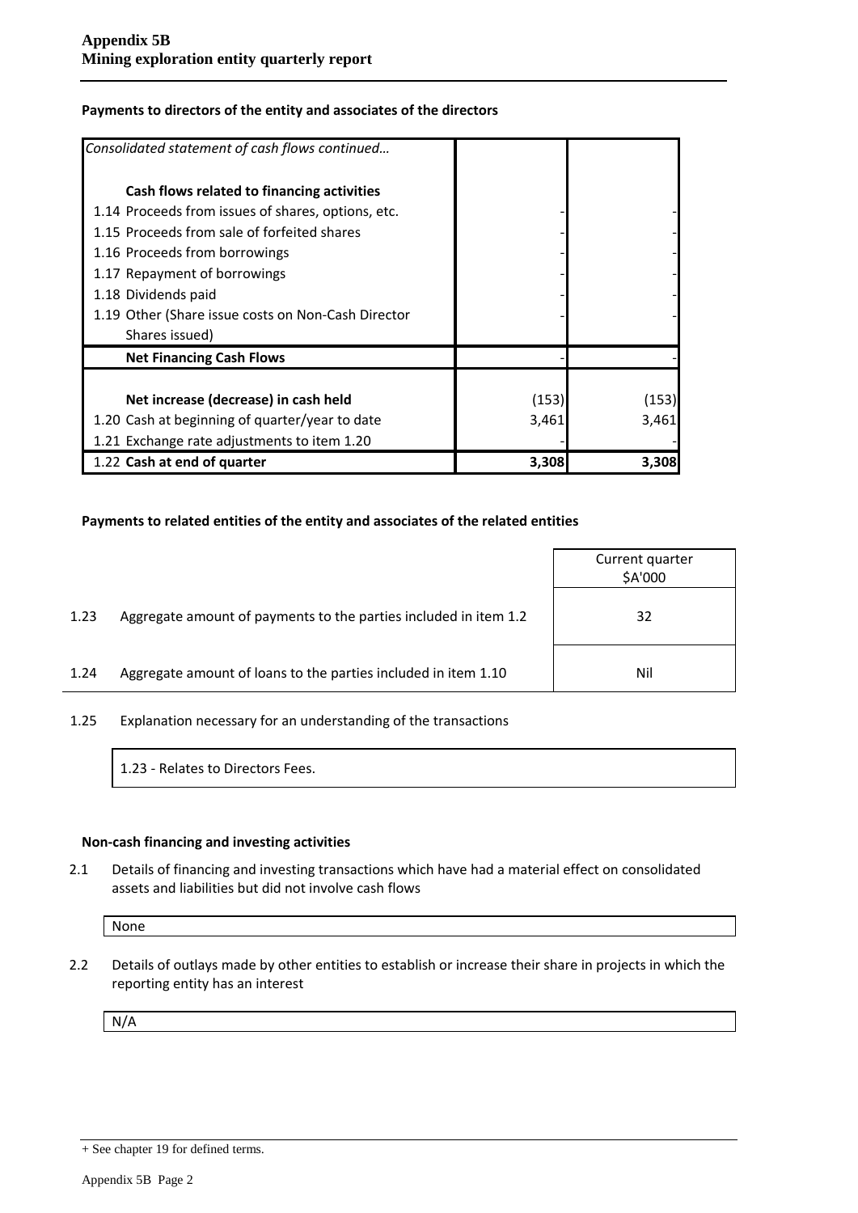**Payments to directors of the entity and associates of the directors**

| *Consolidated statement of cash flows continued…* | | |
|---|---|---|
| **Cash flows related to financing activities** | | |
| 1.14 Proceeds from issues of shares, options, etc. | - | - |
| 1.15 Proceeds from sale of forfeited shares | - | - |
| 1.16 Proceeds from borrowings | - | - |
| 1.17 Repayment of borrowings | - | - |
| 1.18 Dividends paid | - | - |
| 1.19 Other (Share issue costs on Non-Cash Director Shares issued) | - | - |
| **Net Financing Cash Flows** | - | - |
| | | |
| **Net increase (decrease) in cash held** | (153) | (153) |
| 1.20 Cash at beginning of quarter/year to date | 3,461 | 3,461 |
| 1.21 Exchange rate adjustments to item 1.20 | - | - |
| 1.22 **Cash at end of quarter** | **3,308** | **3,308** |

**Payments to related entities of the entity and associates of the related entities**

| | | Current quarter $A'000 |
|---|---|---|
| 1.23 | Aggregate amount of payments to the parties included in item 1.2 | 32 |
| 1.24 | Aggregate amount of loans to the parties included in item 1.10 | Nil |

1.25 Explanation necessary for an understanding of the transactions

1.23 - Relates to Directors Fees.

**Non-cash financing and investing activities**

2.1 Details of financing and investing transactions which have had a material effect on consolidated assets and liabilities but did not involve cash flows

None

2.2 Details of outlays made by other entities to establish or increase their share in projects in which the reporting entity has an interest

N/A

+ See chapter 19 for defined terms.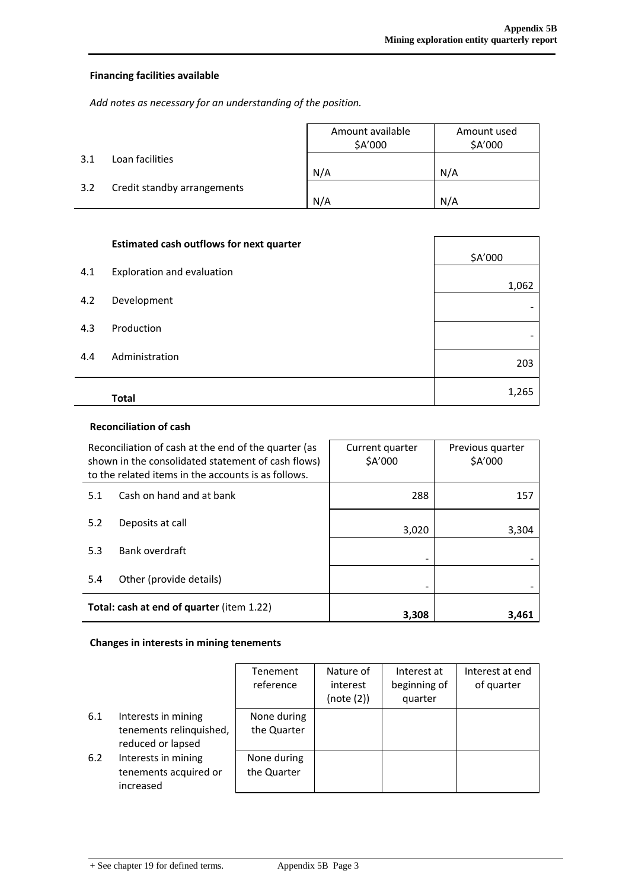**Financing facilities available**

*Add notes as necessary for an understanding of the position.*

| | | Amount available $A'000 | Amount used $A'000 |
|---|---|---|---|
| 3.1 | Loan facilities | N/A | N/A |
| 3.2 | Credit standby arrangements | N/A | N/A |

| | **Estimated cash outflows for next quarter** | $A'000 |
|---|---|---|
| 4.1 | Exploration and evaluation | 1,062 |
| 4.2 | Development | - |
| 4.3 | Production | - |
| 4.4 | Administration | 203 |
| | **Total** | 1,265 |

**Reconciliation of cash**

| Reconciliation of cash at the end of the quarter (as shown in the consolidated statement of cash flows) to the related items in the accounts is as follows. | | Current quarter $A'000 | Previous quarter $A'000 |
|---|---|---|---|
| 5.1 | Cash on hand and at bank | 288 | 157 |
| 5.2 | Deposits at call | 3,020 | 3,304 |
| 5.3 | Bank overdraft | - | - |
| 5.4 | Other (provide details) | - | - |
| **Total: cash at end of quarter** (item 1.22) | | **3,308** | **3,461** |

**Changes in interests in mining tenements**

| | | Tenement reference | Nature of interest (note (2)) | Interest at beginning of quarter | Interest at end of quarter |
|---|---|---|---|---|---|
| 6.1 | Interests in mining tenements relinquished, reduced or lapsed | None during the Quarter | | | |
| 6.2 | Interests in mining tenements acquired or increased | None during the Quarter | | | |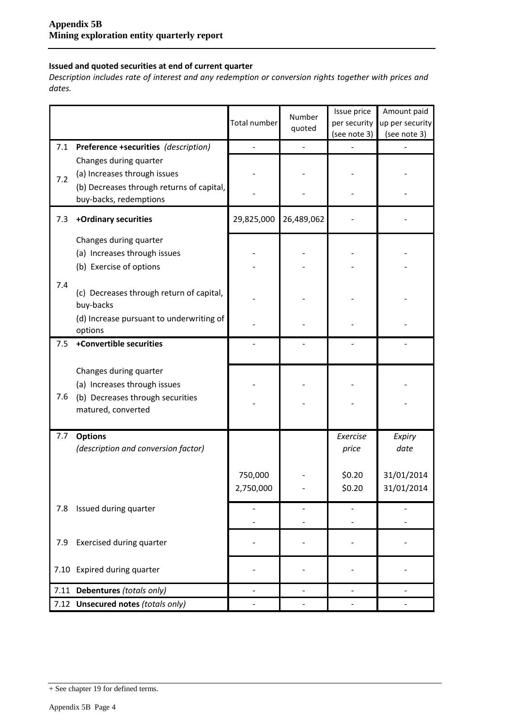**Issued and quoted securities at end of current quarter**

*Description includes rate of interest and any redemption or conversion rights together with prices and dates.*

| | | Total number | Number quoted | Issue price per security (see note 3) | Amount paid up per security (see note 3) |
|---|---|---|---|---|---|
| 7.1 | **Preference +securities** *(description)* | - | - | - | - |
| 7.2 | Changes during quarter<br>(a) Increases through issues<br>(b) Decreases through returns of capital, buy-backs, redemptions | -<br>- | -<br>- | -<br>- | -<br>- |
| 7.3 | **+Ordinary securities** | 29,825,000 | 26,489,062 | - | - |
| 7.4 | Changes during quarter<br>(a) Increases through issues<br>(b) Exercise of options<br>(c) Decreases through return of capital, buy-backs<br>(d) Increase pursuant to underwriting of options | -<br>-<br>-<br>- | -<br>-<br>-<br>- | -<br>-<br>-<br>- | -<br>-<br>-<br>- |
| 7.5 | **+Convertible securities** | - | - | - | - |
| 7.6 | Changes during quarter<br>(a) Increases through issues<br>(b) Decreases through securities matured, converted | -<br>- | -<br>- | -<br>- | -<br>- |
| 7.7 | **Options**<br>*(description and conversion factor)* | 750,000<br>2,750,000 | -<br>- | *Exercise price*<br>$0.20<br>$0.20 | *Expiry date*<br>31/01/2014<br>31/01/2014 |
| 7.8 | Issued during quarter | -<br>- | -<br>- | -<br>- | -<br>- |
| 7.9 | Exercised during quarter | - | - | - | - |
| 7.10 | Expired during quarter | - | - | - | - |
| 7.11 | **Debentures** *(totals only)* | - | - | - | - |
| 7.12 | **Unsecured notes** *(totals only)* | - | - | - | - |

+ See chapter 19 for defined terms.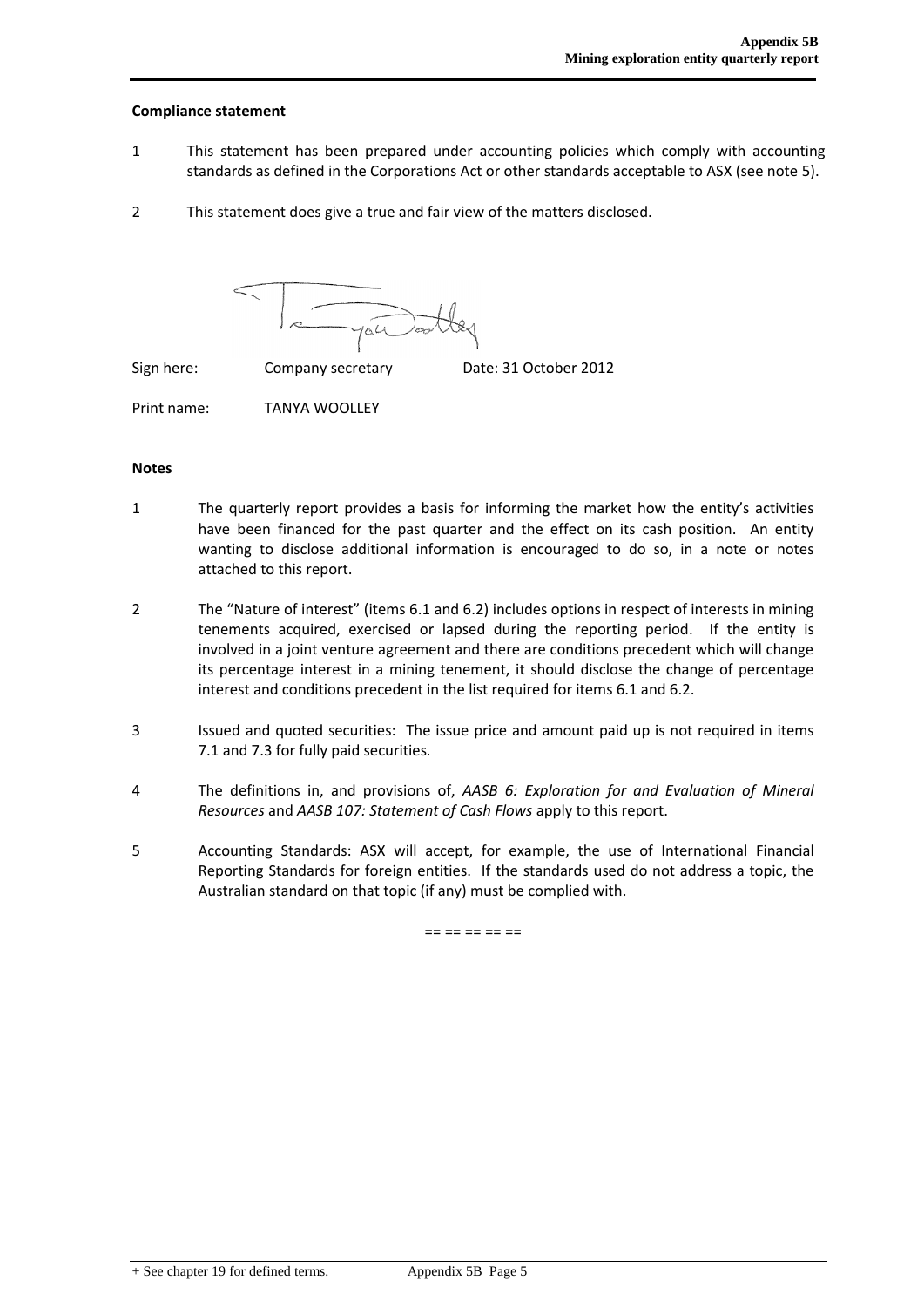**Compliance statement**

1. This statement has been prepared under accounting policies which comply with accounting standards as defined in the Corporations Act or other standards acceptable to ASX (see note 5).

2. This statement does give a true and fair view of the matters disclosed.

Sign here: Company secretary Date: 31 October 2012

Print name: TANYA WOOLLEY

**Notes**

1. The quarterly report provides a basis for informing the market how the entity's activities have been financed for the past quarter and the effect on its cash position. An entity wanting to disclose additional information is encouraged to do so, in a note or notes attached to this report.

2. The "Nature of interest" (items 6.1 and 6.2) includes options in respect of interests in mining tenements acquired, exercised or lapsed during the reporting period. If the entity is involved in a joint venture agreement and there are conditions precedent which will change its percentage interest in a mining tenement, it should disclose the change of percentage interest and conditions precedent in the list required for items 6.1 and 6.2.

3. Issued and quoted securities: The issue price and amount paid up is not required in items 7.1 and 7.3 for fully paid securities.

4. The definitions in, and provisions of, *AASB 6: Exploration for and Evaluation of Mineral Resources* and *AASB 107: Statement of Cash Flows* apply to this report.

5. Accounting Standards: ASX will accept, for example, the use of International Financial Reporting Standards for foreign entities. If the standards used do not address a topic, the Australian standard on that topic (if any) must be complied with.

== == == == ==